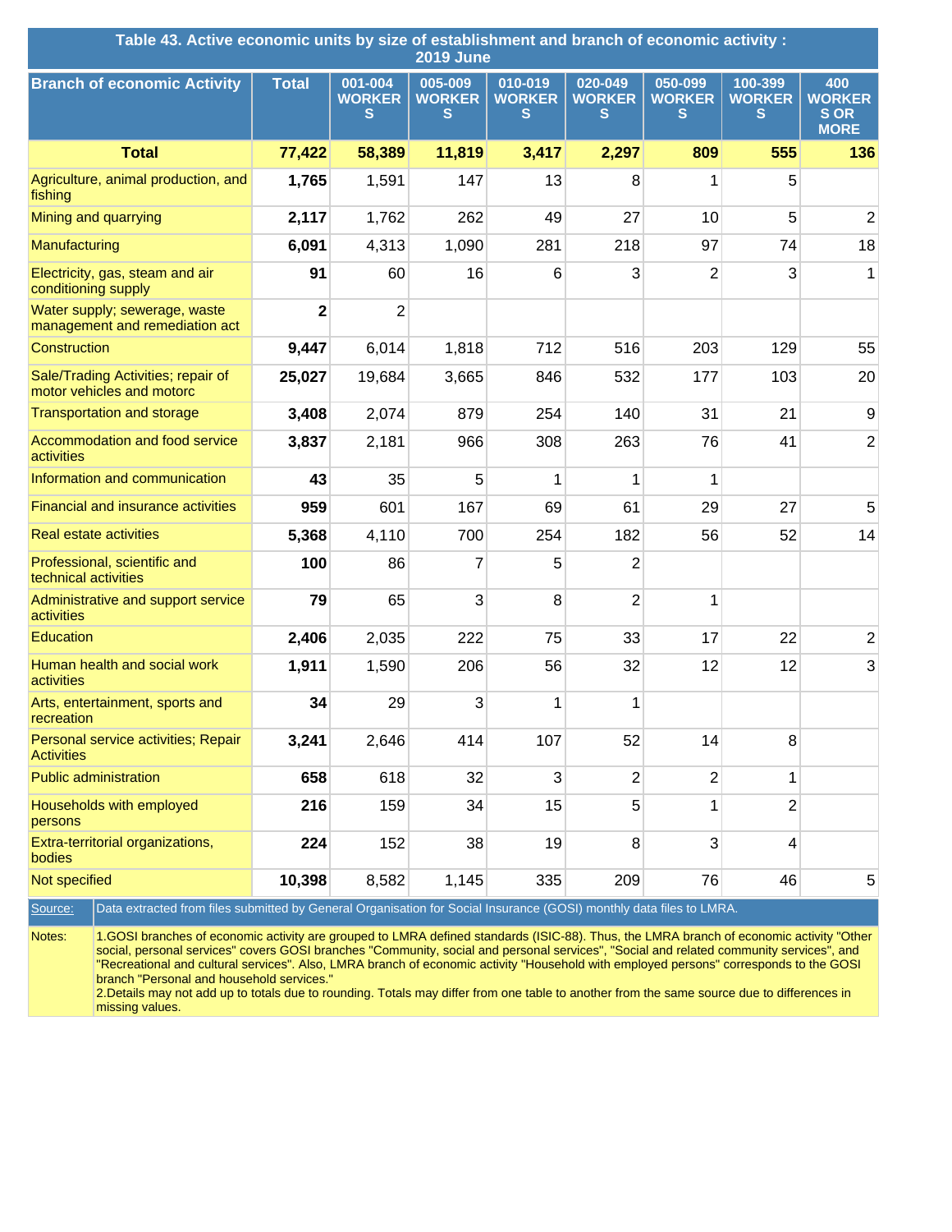## Table 43. Active economic units by size of establishment and branch of economic activity : 2019 June

| Branch of economic Activity | Total | 001-004 WORKERS | 005-009 WORKERS | 010-019 WORKERS | 020-049 WORKERS | 050-099 WORKERS | 100-399 WORKERS | 400 WORKERS OR MORE |
|---|---|---|---|---|---|---|---|---|
| **Total** | **77,422** | **58,389** | **11,819** | **3,417** | **2,297** | **809** | **555** | **136** |
| Agriculture, animal production, and fishing | **1,765** | 1,591 | 147 | 13 | 8 | 1 | 5 | |
| Mining and quarrying | **2,117** | 1,762 | 262 | 49 | 27 | 10 | 5 | 2 |
| Manufacturing | **6,091** | 4,313 | 1,090 | 281 | 218 | 97 | 74 | 18 |
| Electricity, gas, steam and air conditioning supply | **91** | 60 | 16 | 6 | 3 | 2 | 3 | 1 |
| Water supply; sewerage, waste management and remediation act | **2** | 2 | | | | | | |
| Construction | **9,447** | 6,014 | 1,818 | 712 | 516 | 203 | 129 | 55 |
| Sale/Trading Activities; repair of motor vehicles and motorc | **25,027** | 19,684 | 3,665 | 846 | 532 | 177 | 103 | 20 |
| Transportation and storage | **3,408** | 2,074 | 879 | 254 | 140 | 31 | 21 | 9 |
| Accommodation and food service activities | **3,837** | 2,181 | 966 | 308 | 263 | 76 | 41 | 2 |
| Information and communication | **43** | 35 | 5 | 1 | 1 | 1 | | |
| Financial and insurance activities | **959** | 601 | 167 | 69 | 61 | 29 | 27 | 5 |
| Real estate activities | **5,368** | 4,110 | 700 | 254 | 182 | 56 | 52 | 14 |
| Professional, scientific and technical activities | **100** | 86 | 7 | 5 | 2 | | | |
| Administrative and support service activities | **79** | 65 | 3 | 8 | 2 | 1 | | |
| Education | **2,406** | 2,035 | 222 | 75 | 33 | 17 | 22 | 2 |
| Human health and social work activities | **1,911** | 1,590 | 206 | 56 | 32 | 12 | 12 | 3 |
| Arts, entertainment, sports and recreation | **34** | 29 | 3 | 1 | 1 | | | |
| Personal service activities; Repair Activities | **3,241** | 2,646 | 414 | 107 | 52 | 14 | 8 | |
| Public administration | **658** | 618 | 32 | 3 | 2 | 2 | 1 | |
| Households with employed persons | **216** | 159 | 34 | 15 | 5 | 1 | 2 | |
| Extra-territorial organizations, bodies | **224** | 152 | 38 | 19 | 8 | 3 | 4 | |
| Not specified | **10,398** | 8,582 | 1,145 | 335 | 209 | 76 | 46 | 5 |

Source: Data extracted from files submitted by General Organisation for Social Insurance (GOSI) monthly data files to LMRA.

Notes: 1.GOSI branches of economic activity are grouped to LMRA defined standards (ISIC-88). Thus, the LMRA branch of economic activity "Other social, personal services" covers GOSI branches "Community, social and personal services", "Social and related community services", and "Recreational and cultural services". Also, LMRA branch of economic activity "Household with employed persons" corresponds to the GOSI branch "Personal and household services."
2.Details may not add up to totals due to rounding. Totals may differ from one table to another from the same source due to differences in missing values.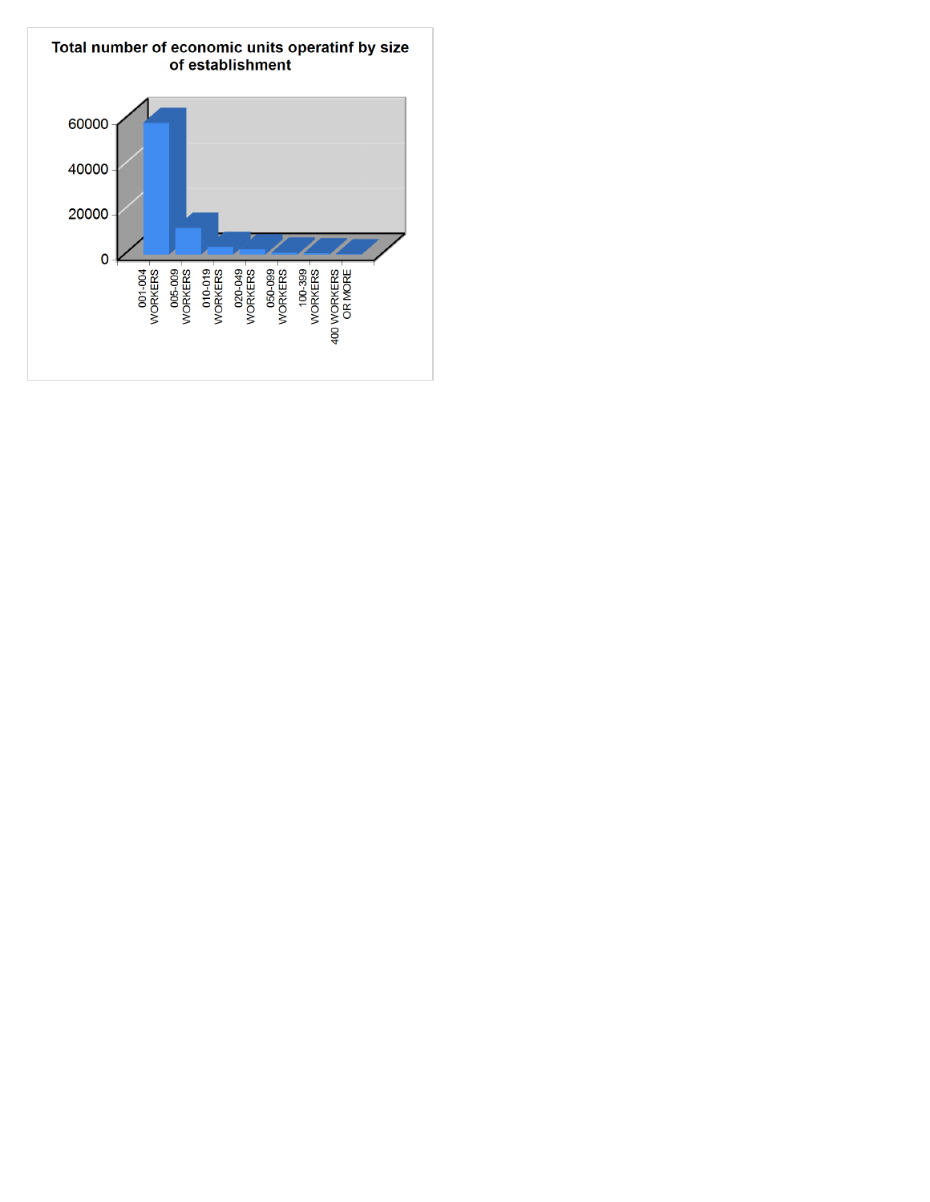Total number of economic units operatinf by size of establishment

60000

40000

20000

0

001-004 WORKERS

005-009 WORKERS

010-019 WORKERS

020-049 WORKERS

050-099 WORKERS

100-399 WORKERS

400 WORKERS OR MORE